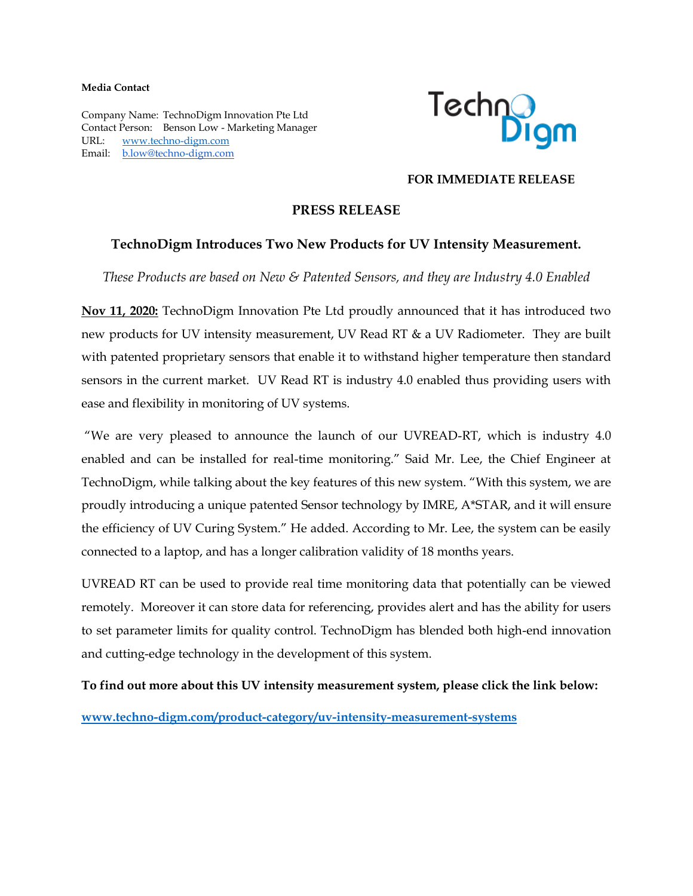**Media Contact**

Company Name: TechnoDigm Innovation Pte Ltd
Contact Person: Benson Low - Marketing Manager
URL: [www.techno-digm.com](http://www.techno-digm.com)
Email: [b.low@techno-digm.com](mailto:b.low@techno-digm.com)

**FOR IMMEDIATE RELEASE**

## PRESS RELEASE

### TechnoDigm Introduces Two New Products for UV Intensity Measurement.

*These Products are based on New & Patented Sensors, and they are Industry 4.0 Enabled*

**Nov 11, 2020:** TechnoDigm Innovation Pte Ltd proudly announced that it has introduced two new products for UV intensity measurement, UV Read RT & a UV Radiometer. They are built with patented proprietary sensors that enable it to withstand higher temperature then standard sensors in the current market. UV Read RT is industry 4.0 enabled thus providing users with ease and flexibility in monitoring of UV systems.

"We are very pleased to announce the launch of our UVREAD-RT, which is industry 4.0 enabled and can be installed for real-time monitoring." Said Mr. Lee, the Chief Engineer at TechnoDigm, while talking about the key features of this new system. "With this system, we are proudly introducing a unique patented Sensor technology by IMRE, A*STAR, and it will ensure the efficiency of UV Curing System." He added. According to Mr. Lee, the system can be easily connected to a laptop, and has a longer calibration validity of 18 months years.

UVREAD RT can be used to provide real time monitoring data that potentially can be viewed remotely. Moreover it can store data for referencing, provides alert and has the ability for users to set parameter limits for quality control. TechnoDigm has blended both high-end innovation and cutting-edge technology in the development of this system.

**To find out more about this UV intensity measurement system, please click the link below:**

**[www.techno-digm.com/product-category/uv-intensity-measurement-systems](http://www.techno-digm.com/product-category/uv-intensity-measurement-systems)**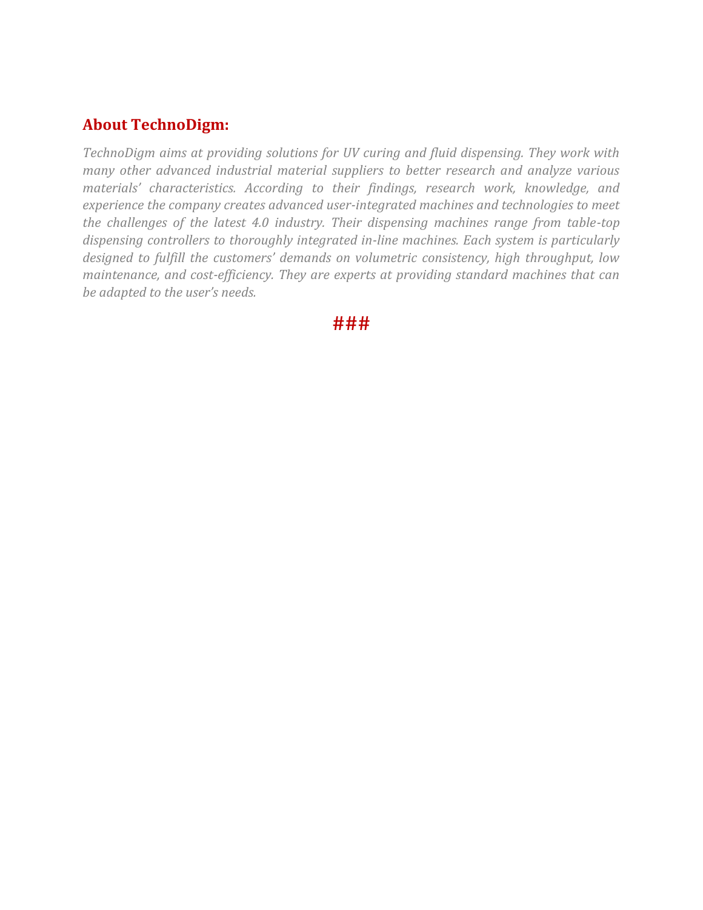## About TechnoDigm:

*TechnoDigm aims at providing solutions for UV curing and fluid dispensing. They work with many other advanced industrial material suppliers to better research and analyze various materials' characteristics. According to their findings, research work, knowledge, and experience the company creates advanced user-integrated machines and technologies to meet the challenges of the latest 4.0 industry. Their dispensing machines range from table-top dispensing controllers to thoroughly integrated in-line machines. Each system is particularly designed to fulfill the customers' demands on volumetric consistency, high throughput, low maintenance, and cost-efficiency. They are experts at providing standard machines that can be adapted to the user's needs.*

###